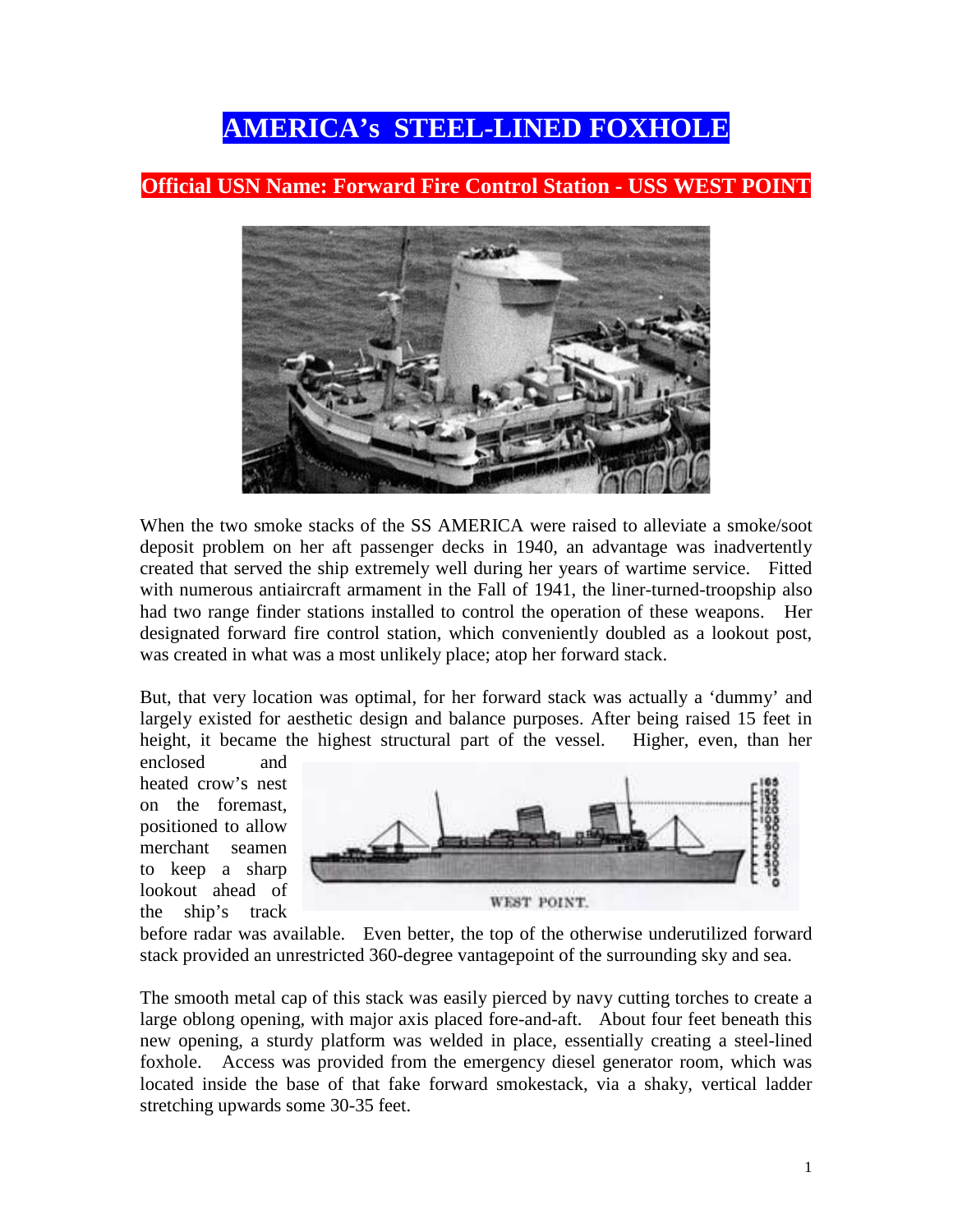# AMERICA's STEEL-LINED FOXHOLE

## Official USN Name: Forward Fire Control Station - USS WEST POINT

When the two smoke stacks of the SS AMERICA were raised to alleviate a smoke/soot deposit problem on her aft passenger decks in 1940, an advantage was inadvertently created that served the ship extremely well during her years of wartime service. Fitted with numerous antiaircraft armament in the Fall of 1941, the liner-turned-troopship also had two range finder stations installed to control the operation of these weapons. Her designated forward fire control station, which conveniently doubled as a lookout post, was created in what was a most unlikely place; atop her forward stack.

But, that very location was optimal, for her forward stack was actually a 'dummy' and largely existed for aesthetic design and balance purposes. After being raised 15 feet in height, it became the highest structural part of the vessel. Higher, even, than her enclosed and heated crow's nest on the foremast, positioned to allow merchant seamen to keep a sharp lookout ahead of the ship's track before radar was available. Even better, the top of the otherwise underutilized forward stack provided an unrestricted 360-degree vantagepoint of the surrounding sky and sea.

WEST POINT.

The smooth metal cap of this stack was easily pierced by navy cutting torches to create a large oblong opening, with major axis placed fore-and-aft. About four feet beneath this new opening, a sturdy platform was welded in place, essentially creating a steel-lined foxhole. Access was provided from the emergency diesel generator room, which was located inside the base of that fake forward smokestack, via a shaky, vertical ladder stretching upwards some 30-35 feet.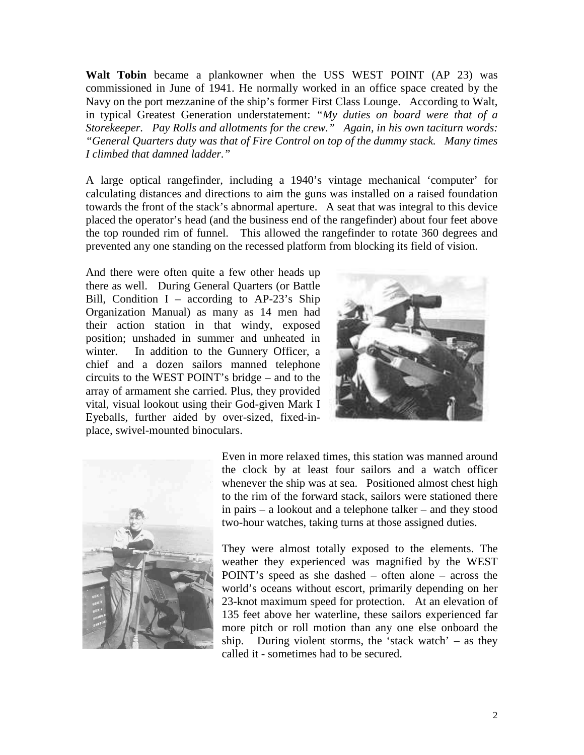**Walt Tobin** became a plankowner when the USS WEST POINT (AP 23) was commissioned in June of 1941. He normally worked in an office space created by the Navy on the port mezzanine of the ship's former First Class Lounge. According to Walt, in typical Greatest Generation understatement: *"My duties on board were that of a Storekeeper. Pay Rolls and allotments for the crew."* Again, in his own taciturn words: *"General Quarters duty was that of Fire Control on top of the dummy stack. Many times I climbed that damned ladder."*

A large optical rangefinder, including a 1940's vintage mechanical 'computer' for calculating distances and directions to aim the guns was installed on a raised foundation towards the front of the stack's abnormal aperture. A seat that was integral to this device placed the operator's head (and the business end of the rangefinder) about four feet above the top rounded rim of funnel. This allowed the rangefinder to rotate 360 degrees and prevented any one standing on the recessed platform from blocking its field of vision.

And there were often quite a few other heads up there as well. During General Quarters (or Battle Bill, Condition I – according to AP-23's Ship Organization Manual) as many as 14 men had their action station in that windy, exposed position; unshaded in summer and unheated in winter. In addition to the Gunnery Officer, a chief and a dozen sailors manned telephone circuits to the WEST POINT's bridge – and to the array of armament she carried. Plus, they provided vital, visual lookout using their God-given Mark I Eyeballs, further aided by over-sized, fixed-in-place, swivel-mounted binoculars.

Even in more relaxed times, this station was manned around the clock by at least four sailors and a watch officer whenever the ship was at sea. Positioned almost chest high to the rim of the forward stack, sailors were stationed there in pairs – a lookout and a telephone talker – and they stood two-hour watches, taking turns at those assigned duties.

They were almost totally exposed to the elements. The weather they experienced was magnified by the WEST POINT's speed as she dashed – often alone – across the world's oceans without escort, primarily depending on her 23-knot maximum speed for protection. At an elevation of 135 feet above her waterline, these sailors experienced far more pitch or roll motion than any one else onboard the ship. During violent storms, the 'stack watch' – as they called it - sometimes had to be secured.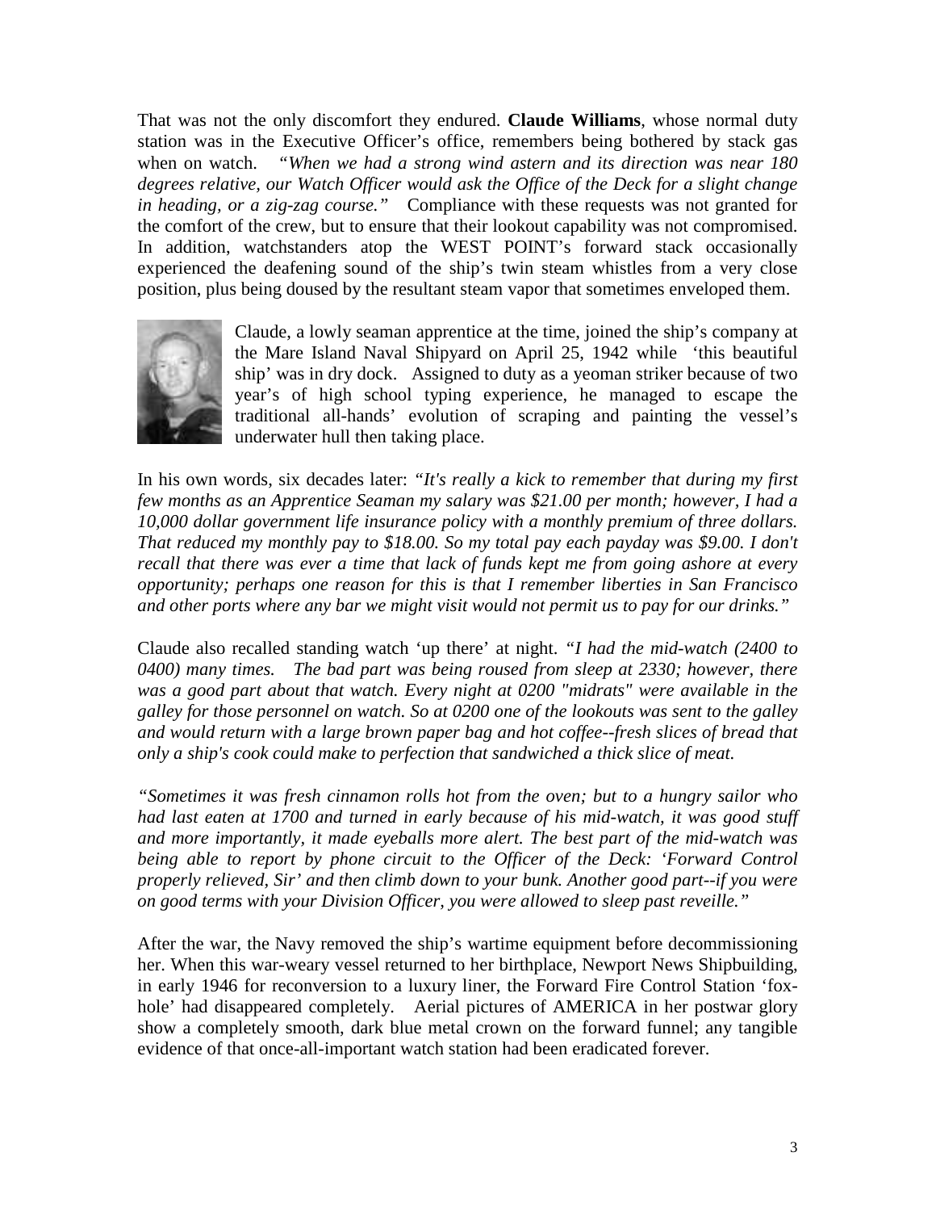That was not the only discomfort they endured. **Claude Williams**, whose normal duty station was in the Executive Officer's office, remembers being bothered by stack gas when on watch. *"When we had a strong wind astern and its direction was near 180 degrees relative, our Watch Officer would ask the Office of the Deck for a slight change in heading, or a zig-zag course."* Compliance with these requests was not granted for the comfort of the crew, but to ensure that their lookout capability was not compromised. In addition, watchstanders atop the WEST POINT's forward stack occasionally experienced the deafening sound of the ship's twin steam whistles from a very close position, plus being doused by the resultant steam vapor that sometimes enveloped them.

Claude, a lowly seaman apprentice at the time, joined the ship's company at the Mare Island Naval Shipyard on April 25, 1942 while 'this beautiful ship' was in dry dock. Assigned to duty as a yeoman striker because of two year's of high school typing experience, he managed to escape the traditional all-hands' evolution of scraping and painting the vessel's underwater hull then taking place.

In his own words, six decades later: *"It's really a kick to remember that during my first few months as an Apprentice Seaman my salary was $21.00 per month; however, I had a 10,000 dollar government life insurance policy with a monthly premium of three dollars. That reduced my monthly pay to $18.00. So my total pay each payday was $9.00. I don't recall that there was ever a time that lack of funds kept me from going ashore at every opportunity; perhaps one reason for this is that I remember liberties in San Francisco and other ports where any bar we might visit would not permit us to pay for our drinks."*

Claude also recalled standing watch 'up there' at night. *"I had the mid-watch (2400 to 0400) many times. The bad part was being roused from sleep at 2330; however, there was a good part about that watch. Every night at 0200 "midrats" were available in the galley for those personnel on watch. So at 0200 one of the lookouts was sent to the galley and would return with a large brown paper bag and hot coffee--fresh slices of bread that only a ship's cook could make to perfection that sandwiched a thick slice of meat.*

*"Sometimes it was fresh cinnamon rolls hot from the oven; but to a hungry sailor who had last eaten at 1700 and turned in early because of his mid-watch, it was good stuff and more importantly, it made eyeballs more alert. The best part of the mid-watch was being able to report by phone circuit to the Officer of the Deck: 'Forward Control properly relieved, Sir' and then climb down to your bunk. Another good part--if you were on good terms with your Division Officer, you were allowed to sleep past reveille."*

After the war, the Navy removed the ship's wartime equipment before decommissioning her. When this war-weary vessel returned to her birthplace, Newport News Shipbuilding, in early 1946 for reconversion to a luxury liner, the Forward Fire Control Station 'fox-hole' had disappeared completely. Aerial pictures of AMERICA in her postwar glory show a completely smooth, dark blue metal crown on the forward funnel; any tangible evidence of that once-all-important watch station had been eradicated forever.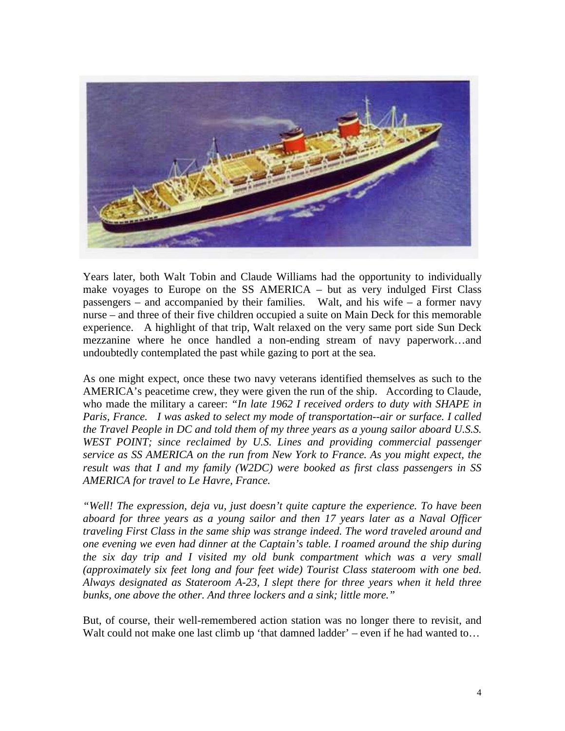Years later, both Walt Tobin and Claude Williams had the opportunity to individually make voyages to Europe on the SS AMERICA – but as very indulged First Class passengers – and accompanied by their families. Walt, and his wife – a former navy nurse – and three of their five children occupied a suite on Main Deck for this memorable experience. A highlight of that trip, Walt relaxed on the very same port side Sun Deck mezzanine where he once handled a non-ending stream of navy paperwork…and undoubtedly contemplated the past while gazing to port at the sea.

As one might expect, once these two navy veterans identified themselves as such to the AMERICA's peacetime crew, they were given the run of the ship. According to Claude, who made the military a career: *"In late 1962 I received orders to duty with SHAPE in Paris, France. I was asked to select my mode of transportation--air or surface. I called the Travel People in DC and told them of my three years as a young sailor aboard U.S.S. WEST POINT; since reclaimed by U.S. Lines and providing commercial passenger service as SS AMERICA on the run from New York to France. As you might expect, the result was that I and my family (W2DC) were booked as first class passengers in SS AMERICA for travel to Le Havre, France.*

*"Well! The expression, deja vu, just doesn't quite capture the experience. To have been aboard for three years as a young sailor and then 17 years later as a Naval Officer traveling First Class in the same ship was strange indeed. The word traveled around and one evening we even had dinner at the Captain's table. I roamed around the ship during the six day trip and I visited my old bunk compartment which was a very small (approximately six feet long and four feet wide) Tourist Class stateroom with one bed. Always designated as Stateroom A-23, I slept there for three years when it held three bunks, one above the other. And three lockers and a sink; little more."*

But, of course, their well-remembered action station was no longer there to revisit, and Walt could not make one last climb up 'that damned ladder' – even if he had wanted to…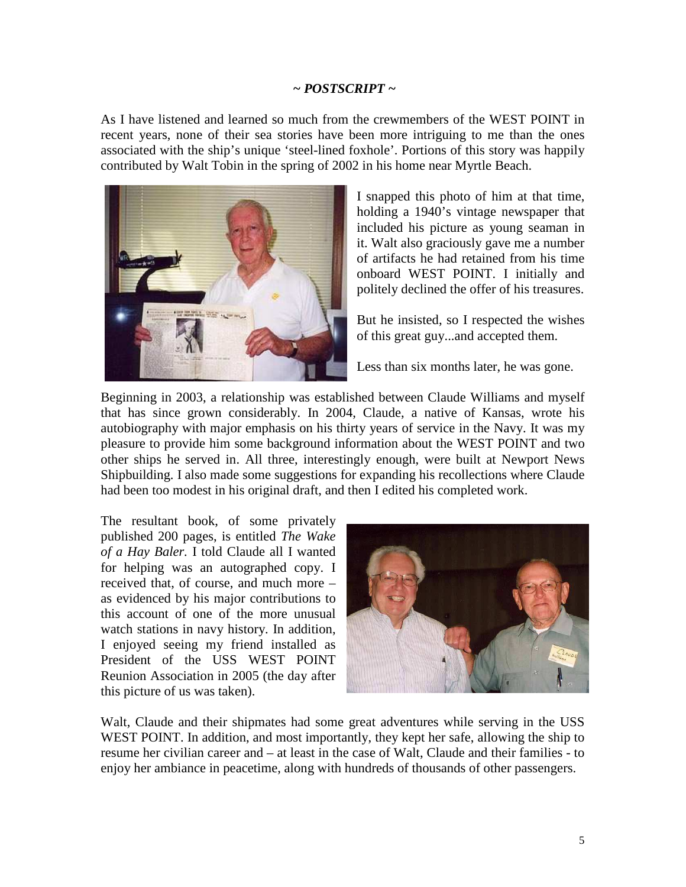*~ POSTSCRIPT ~*

As I have listened and learned so much from the crewmembers of the WEST POINT in recent years, none of their sea stories have been more intriguing to me than the ones associated with the ship's unique 'steel-lined foxhole'. Portions of this story was happily contributed by Walt Tobin in the spring of 2002 in his home near Myrtle Beach.

I snapped this photo of him at that time, holding a 1940's vintage newspaper that included his picture as young seaman in it. Walt also graciously gave me a number of artifacts he had retained from his time onboard WEST POINT. I initially and politely declined the offer of his treasures.

But he insisted, so I respected the wishes of this great guy...and accepted them.

Less than six months later, he was gone.

Beginning in 2003, a relationship was established between Claude Williams and myself that has since grown considerably. In 2004, Claude, a native of Kansas, wrote his autobiography with major emphasis on his thirty years of service in the Navy. It was my pleasure to provide him some background information about the WEST POINT and two other ships he served in. All three, interestingly enough, were built at Newport News Shipbuilding. I also made some suggestions for expanding his recollections where Claude had been too modest in his original draft, and then I edited his completed work.

The resultant book, of some privately published 200 pages, is entitled *The Wake of a Hay Baler.* I told Claude all I wanted for helping was an autographed copy. I received that, of course, and much more – as evidenced by his major contributions to this account of one of the more unusual watch stations in navy history. In addition, I enjoyed seeing my friend installed as President of the USS WEST POINT Reunion Association in 2005 (the day after this picture of us was taken).

Walt, Claude and their shipmates had some great adventures while serving in the USS WEST POINT. In addition, and most importantly, they kept her safe, allowing the ship to resume her civilian career and – at least in the case of Walt, Claude and their families - to enjoy her ambiance in peacetime, along with hundreds of thousands of other passengers.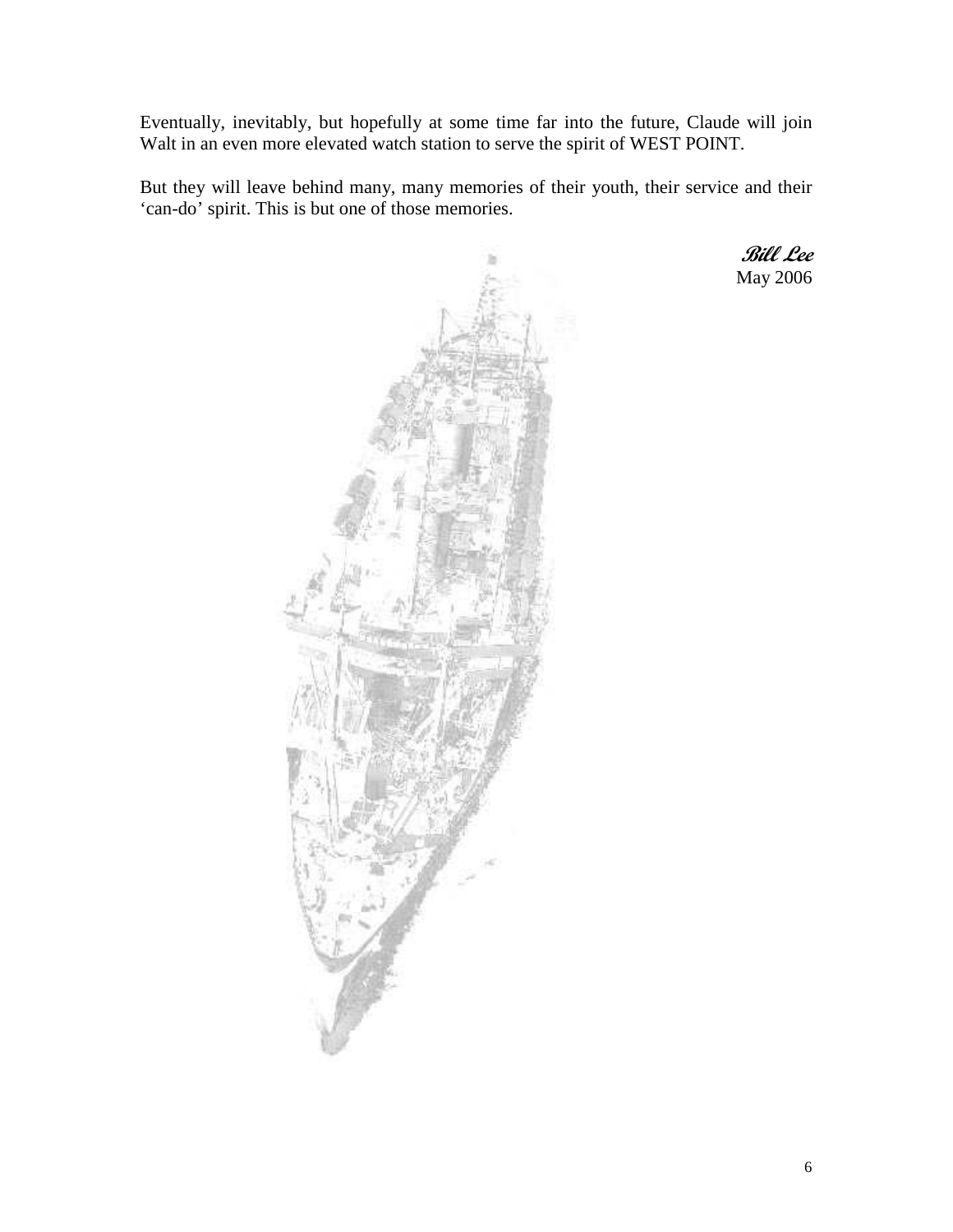Eventually, inevitably, but hopefully at some time far into the future, Claude will join Walt in an even more elevated watch station to serve the spirit of WEST POINT.

But they will leave behind many, many memories of their youth, their service and their 'can-do' spirit. This is but one of those memories.

*Bill Lee*
May 2006